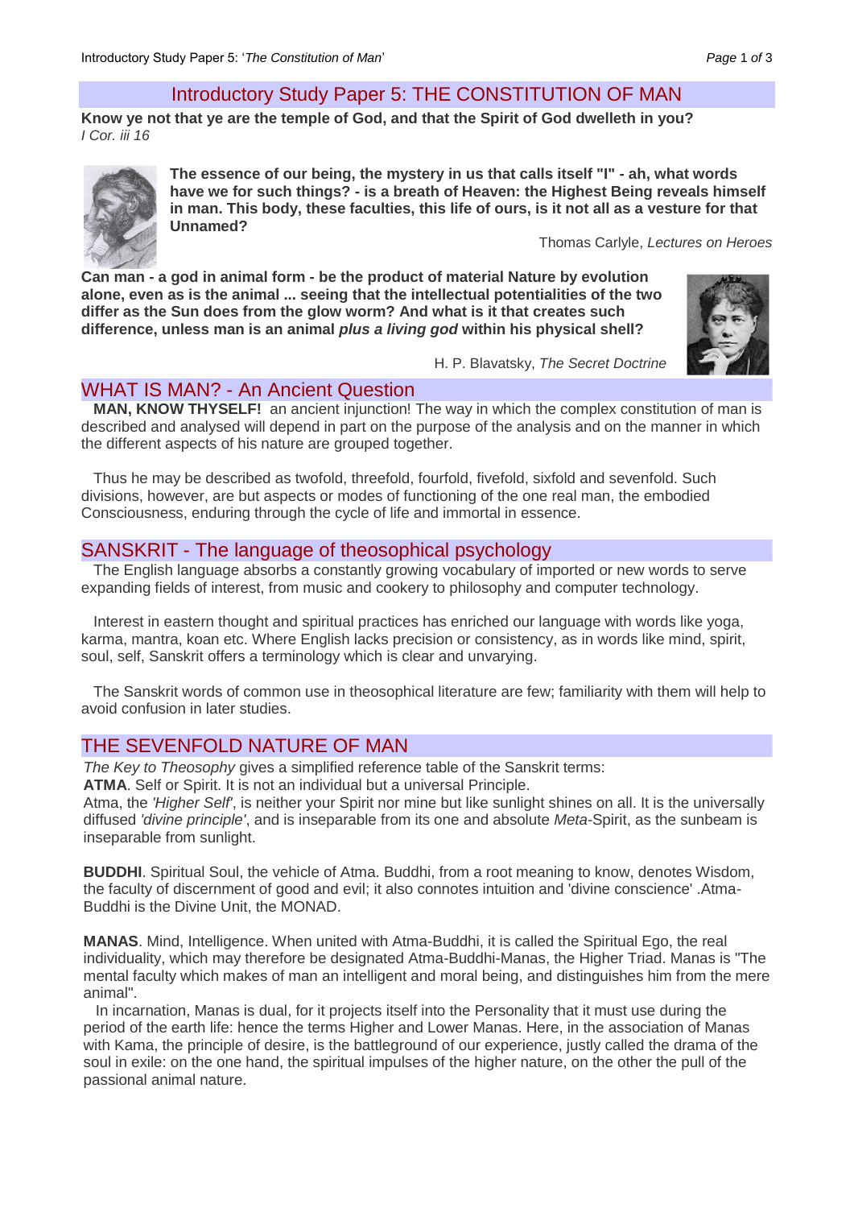# Introductory Study Paper 5: THE CONSTITUTION OF MAN

**Know ye not that ye are the temple of God, and that the Spirit of God dwelleth in you?**
*I Cor. iii 16*

**The essence of our being, the mystery in us that calls itself "I" - ah, what words have we for such things? - is a breath of Heaven: the Highest Being reveals himself in man. This body, these faculties, this life of ours, is it not all as a vesture for that Unnamed?**

Thomas Carlyle, *Lectures on Heroes*

**Can man - a god in animal form - be the product of material Nature by evolution alone, even as is the animal ... seeing that the intellectual potentialities of the two differ as the Sun does from the glow worm? And what is it that creates such difference, unless man is an animal *plus a living god* within his physical shell?**

H. P. Blavatsky, *The Secret Doctrine*

## WHAT IS MAN? - An Ancient Question

**MAN, KNOW THYSELF!** an ancient injunction! The way in which the complex constitution of man is described and analysed will depend in part on the purpose of the analysis and on the manner in which the different aspects of his nature are grouped together.

Thus he may be described as twofold, threefold, fourfold, fivefold, sixfold and sevenfold. Such divisions, however, are but aspects or modes of functioning of the one real man, the embodied Consciousness, enduring through the cycle of life and immortal in essence.

## SANSKRIT - The language of theosophical psychology

The English language absorbs a constantly growing vocabulary of imported or new words to serve expanding fields of interest, from music and cookery to philosophy and computer technology.

Interest in eastern thought and spiritual practices has enriched our language with words like yoga, karma, mantra, koan etc. Where English lacks precision or consistency, as in words like mind, spirit, soul, self, Sanskrit offers a terminology which is clear and unvarying.

The Sanskrit words of common use in theosophical literature are few; familiarity with them will help to avoid confusion in later studies.

## THE SEVENFOLD NATURE OF MAN

*The Key to Theosophy* gives a simplified reference table of the Sanskrit terms:
**ATMA**. Self or Spirit. It is not an individual but a universal Principle.
Atma, the *'Higher Self'*, is neither your Spirit nor mine but like sunlight shines on all. It is the universally diffused *'divine principle'*, and is inseparable from its one and absolute *Meta*-Spirit, as the sunbeam is inseparable from sunlight.

**BUDDHI**. Spiritual Soul, the vehicle of Atma. Buddhi, from a root meaning to know, denotes Wisdom, the faculty of discernment of good and evil; it also connotes intuition and 'divine conscience' .Atma-Buddhi is the Divine Unit, the MONAD.

**MANAS**. Mind, Intelligence. When united with Atma-Buddhi, it is called the Spiritual Ego, the real individuality, which may therefore be designated Atma-Buddhi-Manas, the Higher Triad. Manas is "The mental faculty which makes of man an intelligent and moral being, and distinguishes him from the mere animal".

In incarnation, Manas is dual, for it projects itself into the Personality that it must use during the period of the earth life: hence the terms Higher and Lower Manas. Here, in the association of Manas with Kama, the principle of desire, is the battleground of our experience, justly called the drama of the soul in exile: on the one hand, the spiritual impulses of the higher nature, on the other the pull of the passional animal nature.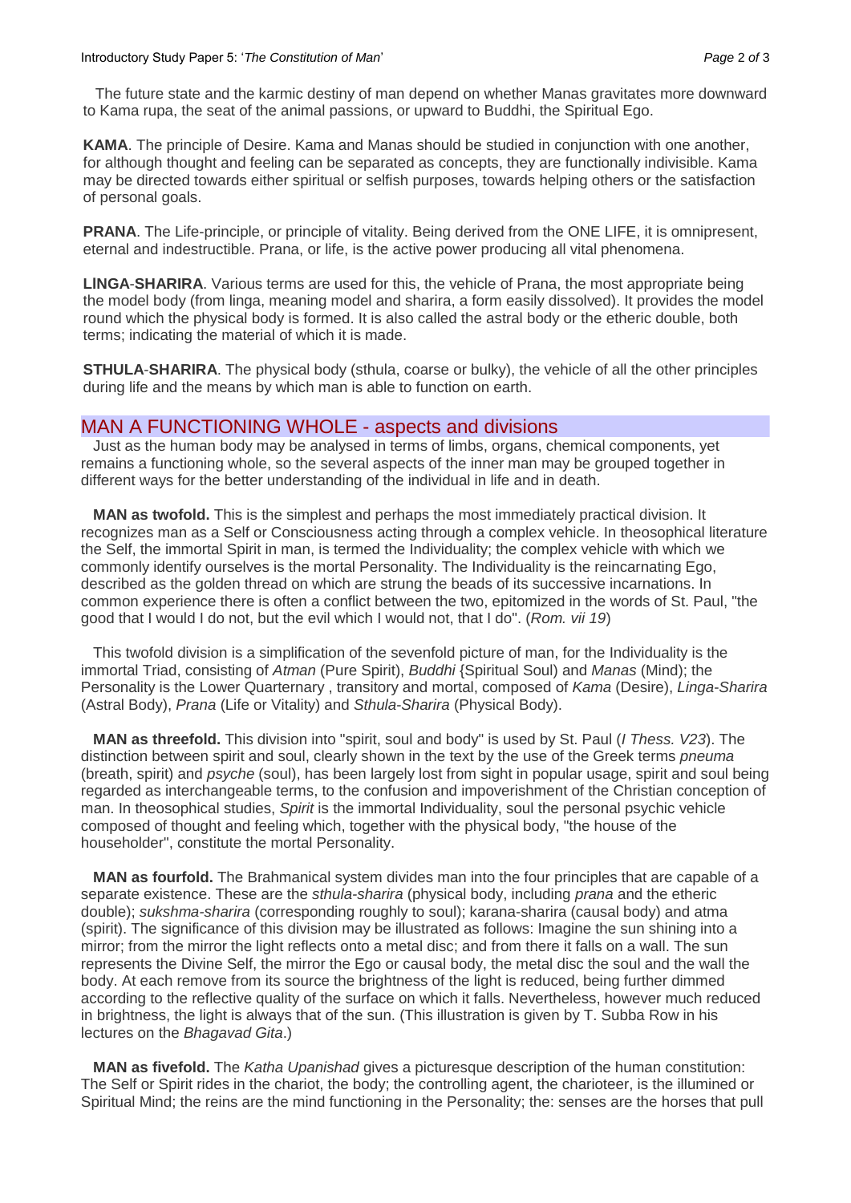The future state and the karmic destiny of man depend on whether Manas gravitates more downward to Kama rupa, the seat of the animal passions, or upward to Buddhi, the Spiritual Ego.

**KAMA**. The principle of Desire. Kama and Manas should be studied in conjunction with one another, for although thought and feeling can be separated as concepts, they are functionally indivisible. Kama may be directed towards either spiritual or selfish purposes, towards helping others or the satisfaction of personal goals.

**PRANA**. The Life-principle, or principle of vitality. Being derived from the ONE LIFE, it is omnipresent, eternal and indestructible. Prana, or life, is the active power producing all vital phenomena.

**LINGA-SHARIRA**. Various terms are used for this, the vehicle of Prana, the most appropriate being the model body (from linga, meaning model and sharira, a form easily dissolved). It provides the model round which the physical body is formed. It is also called the astral body or the etheric double, both terms; indicating the material of which it is made.

**STHULA-SHARIRA**. The physical body (sthula, coarse or bulky), the vehicle of all the other principles during life and the means by which man is able to function on earth.

## MAN A FUNCTIONING WHOLE - aspects and divisions

Just as the human body may be analysed in terms of limbs, organs, chemical components, yet remains a functioning whole, so the several aspects of the inner man may be grouped together in different ways for the better understanding of the individual in life and in death.

**MAN as twofold.** This is the simplest and perhaps the most immediately practical division. It recognizes man as a Self or Consciousness acting through a complex vehicle. In theosophical literature the Self, the immortal Spirit in man, is termed the Individuality; the complex vehicle with which we commonly identify ourselves is the mortal Personality. The Individuality is the reincarnating Ego, described as the golden thread on which are strung the beads of its successive incarnations. In common experience there is often a conflict between the two, epitomized in the words of St. Paul, "the good that I would I do not, but the evil which I would not, that I do". (*Rom. vii 19*)

This twofold division is a simplification of the sevenfold picture of man, for the Individuality is the immortal Triad, consisting of *Atman* (Pure Spirit), *Buddhi* {Spiritual Soul) and *Manas* (Mind); the Personality is the Lower Quarternary , transitory and mortal, composed of *Kama* (Desire), *Linga-Sharira* (Astral Body), *Prana* (Life or Vitality) and *Sthula-Sharira* (Physical Body).

**MAN as threefold.** This division into "spirit, soul and body" is used by St. Paul (*I Thess. V23*). The distinction between spirit and soul, clearly shown in the text by the use of the Greek terms *pneuma* (breath, spirit) and *psyche* (soul), has been largely lost from sight in popular usage, spirit and soul being regarded as interchangeable terms, to the confusion and impoverishment of the Christian conception of man. In theosophical studies, *Spirit* is the immortal Individuality, soul the personal psychic vehicle composed of thought and feeling which, together with the physical body, "the house of the householder", constitute the mortal Personality.

**MAN as fourfold.** The Brahmanical system divides man into the four principles that are capable of a separate existence. These are the *sthula-sharira* (physical body, including *prana* and the etheric double); *sukshma-sharira* (corresponding roughly to soul); karana-sharira (causal body) and atma (spirit). The significance of this division may be illustrated as follows: Imagine the sun shining into a mirror; from the mirror the light reflects onto a metal disc; and from there it falls on a wall. The sun represents the Divine Self, the mirror the Ego or causal body, the metal disc the soul and the wall the body. At each remove from its source the brightness of the light is reduced, being further dimmed according to the reflective quality of the surface on which it falls. Nevertheless, however much reduced in brightness, the light is always that of the sun. (This illustration is given by T. Subba Row in his lectures on the *Bhagavad Gita*.)

**MAN as fivefold.** The *Katha Upanishad* gives a picturesque description of the human constitution: The Self or Spirit rides in the chariot, the body; the controlling agent, the charioteer, is the illumined or Spiritual Mind; the reins are the mind functioning in the Personality; the: senses are the horses that pull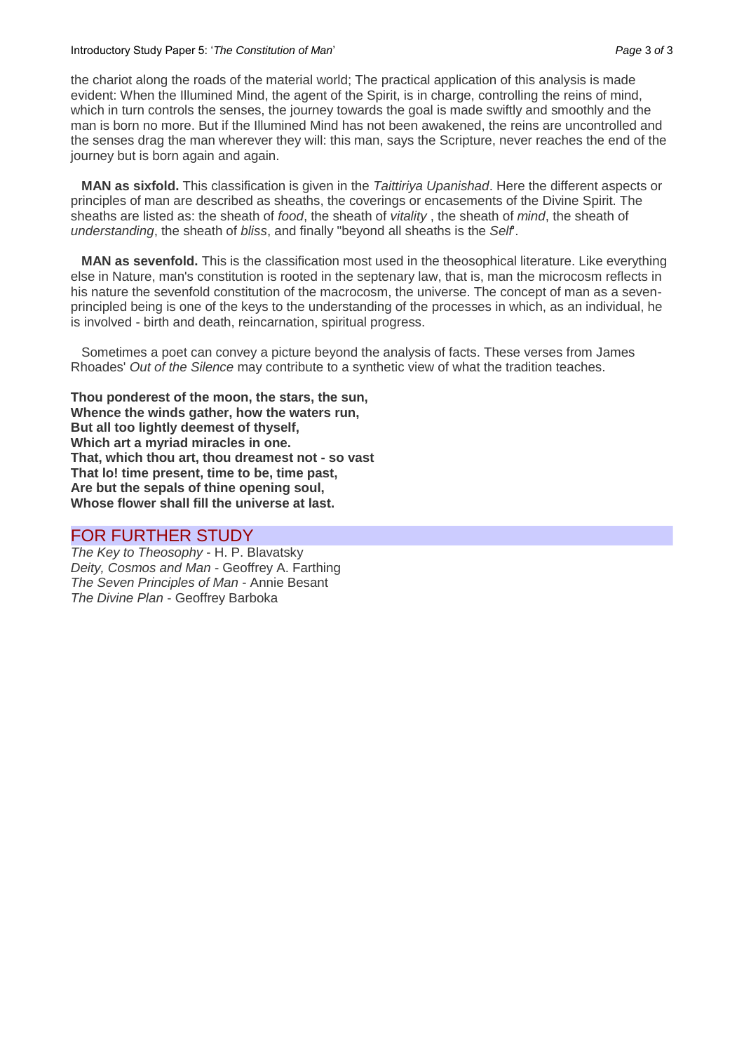the chariot along the roads of the material world; The practical application of this analysis is made evident: When the Illumined Mind, the agent of the Spirit, is in charge, controlling the reins of mind, which in turn controls the senses, the journey towards the goal is made swiftly and smoothly and the man is born no more. But if the Illumined Mind has not been awakened, the reins are uncontrolled and the senses drag the man wherever they will: this man, says the Scripture, never reaches the end of the journey but is born again and again.

**MAN as sixfold.** This classification is given in the *Taittiriya Upanishad*. Here the different aspects or principles of man are described as sheaths, the coverings or encasements of the Divine Spirit. The sheaths are listed as: the sheath of *food*, the sheath of *vitality* , the sheath of *mind*, the sheath of *understanding*, the sheath of *bliss*, and finally "beyond all sheaths is the *Self*".

**MAN as sevenfold.** This is the classification most used in the theosophical literature. Like everything else in Nature, man's constitution is rooted in the septenary law, that is, man the microcosm reflects in his nature the sevenfold constitution of the macrocosm, the universe. The concept of man as a seven-principled being is one of the keys to the understanding of the processes in which, as an individual, he is involved - birth and death, reincarnation, spiritual progress.

Sometimes a poet can convey a picture beyond the analysis of facts. These verses from James Rhoades' *Out of the Silence* may contribute to a synthetic view of what the tradition teaches.

**Thou ponderest of the moon, the stars, the sun,**
**Whence the winds gather, how the waters run,**
**But all too lightly deemest of thyself,**
**Which art a myriad miracles in one.**
**That, which thou art, thou dreamest not - so vast**
**That lo! time present, time to be, time past,**
**Are but the sepals of thine opening soul,**
**Whose flower shall fill the universe at last.**

## FOR FURTHER STUDY

*The Key to Theosophy* - H. P. Blavatsky
*Deity, Cosmos and Man* - Geoffrey A. Farthing
*The Seven Principles of Man* - Annie Besant
*The Divine Plan* - Geoffrey Barboka